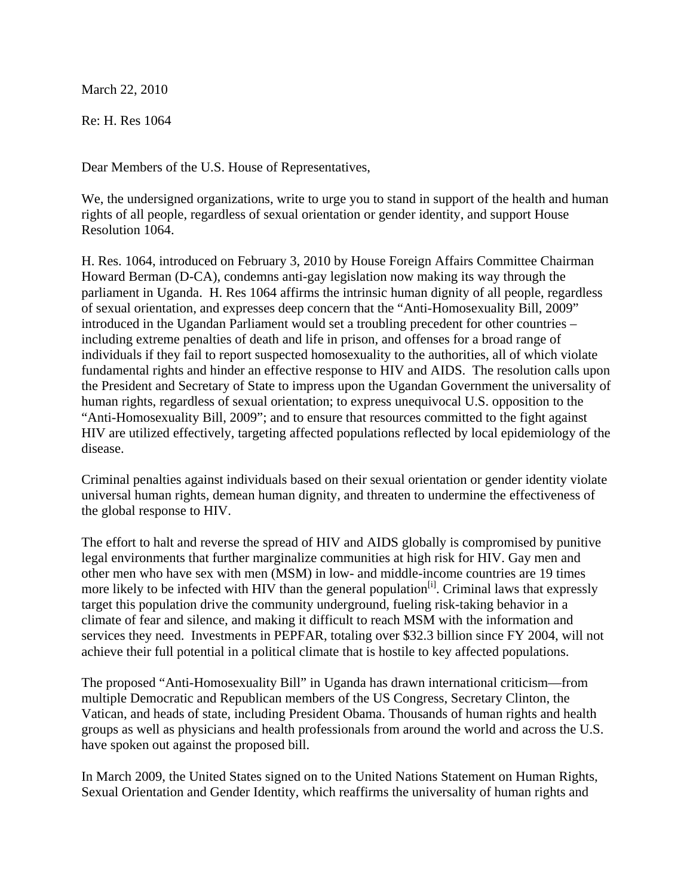March 22, 2010

Re: H. Res 1064

Dear Members of the U.S. House of Representatives,

We, the undersigned organizations, write to urge you to stand in support of the health and human rights of all people, regardless of sexual orientation or gender identity, and support House Resolution 1064.

H. Res. 1064, introduced on February 3, 2010 by House Foreign Affairs Committee Chairman Howard Berman (D-CA), condemns anti-gay legislation now making its way through the parliament in Uganda. H. Res 1064 affirms the intrinsic human dignity of all people, regardless of sexual orientation, and expresses deep concern that the "Anti-Homosexuality Bill, 2009" introduced in the Ugandan Parliament would set a troubling precedent for other countries – including extreme penalties of death and life in prison, and offenses for a broad range of individuals if they fail to report suspected homosexuality to the authorities, all of which violate fundamental rights and hinder an effective response to HIV and AIDS. The resolution calls upon the President and Secretary of State to impress upon the Ugandan Government the universality of human rights, regardless of sexual orientation; to express unequivocal U.S. opposition to the "Anti-Homosexuality Bill, 2009"; and to ensure that resources committed to the fight against HIV are utilized effectively, targeting affected populations reflected by local epidemiology of the disease.

Criminal penalties against individuals based on their sexual orientation or gender identity violate universal human rights, demean human dignity, and threaten to undermine the effectiveness of the global response to HIV.

The effort to halt and reverse the spread of HIV and AIDS globally is compromised by punitive legal environments that further marginalize communities at high risk for HIV. Gay men and other men who have sex with men (MSM) in low- and middle-income countries are 19 times more likely to be infected with HIV than the general population[i]. Criminal laws that expressly target this population drive the community underground, fueling risk-taking behavior in a climate of fear and silence, and making it difficult to reach MSM with the information and services they need. Investments in PEPFAR, totaling over $32.3 billion since FY 2004, will not achieve their full potential in a political climate that is hostile to key affected populations.

The proposed "Anti-Homosexuality Bill" in Uganda has drawn international criticism—from multiple Democratic and Republican members of the US Congress, Secretary Clinton, the Vatican, and heads of state, including President Obama. Thousands of human rights and health groups as well as physicians and health professionals from around the world and across the U.S. have spoken out against the proposed bill.

In March 2009, the United States signed on to the United Nations Statement on Human Rights, Sexual Orientation and Gender Identity, which reaffirms the universality of human rights and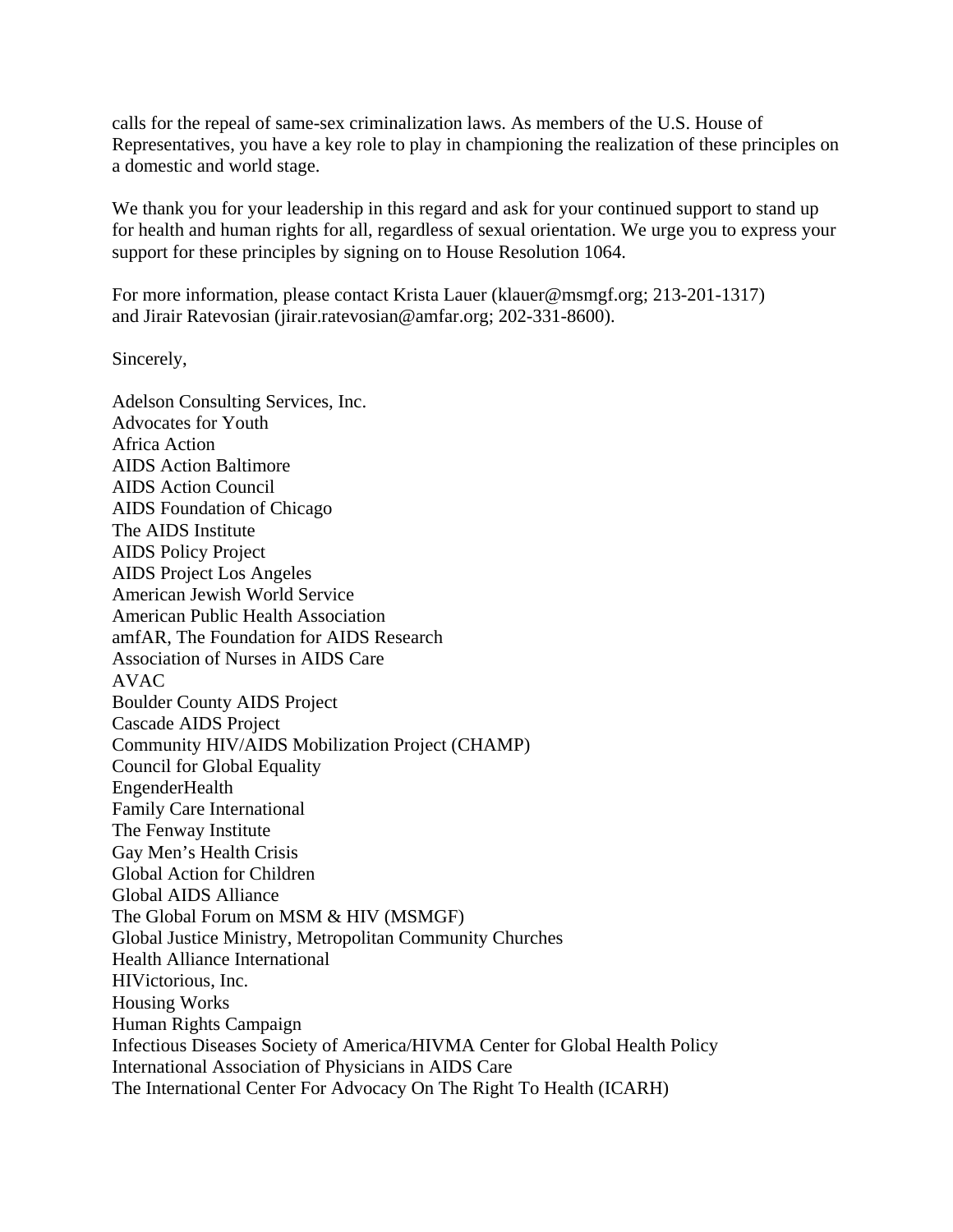calls for the repeal of same-sex criminalization laws. As members of the U.S. House of Representatives, you have a key role to play in championing the realization of these principles on a domestic and world stage.

We thank you for your leadership in this regard and ask for your continued support to stand up for health and human rights for all, regardless of sexual orientation. We urge you to express your support for these principles by signing on to House Resolution 1064.

For more information, please contact Krista Lauer (klauer@msmgf.org; 213-201-1317) and Jirair Ratevosian (jirair.ratevosian@amfar.org; 202-331-8600).

Sincerely,

Adelson Consulting Services, Inc.
Advocates for Youth
Africa Action
AIDS Action Baltimore
AIDS Action Council
AIDS Foundation of Chicago
The AIDS Institute
AIDS Policy Project
AIDS Project Los Angeles
American Jewish World Service
American Public Health Association
amfAR, The Foundation for AIDS Research
Association of Nurses in AIDS Care
AVAC
Boulder County AIDS Project
Cascade AIDS Project
Community HIV/AIDS Mobilization Project (CHAMP)
Council for Global Equality
EngenderHealth
Family Care International
The Fenway Institute
Gay Men's Health Crisis
Global Action for Children
Global AIDS Alliance
The Global Forum on MSM & HIV (MSMGF)
Global Justice Ministry, Metropolitan Community Churches
Health Alliance International
HIVictorious, Inc.
Housing Works
Human Rights Campaign
Infectious Diseases Society of America/HIVMA Center for Global Health Policy
International Association of Physicians in AIDS Care
The International Center For Advocacy On The Right To Health (ICARH)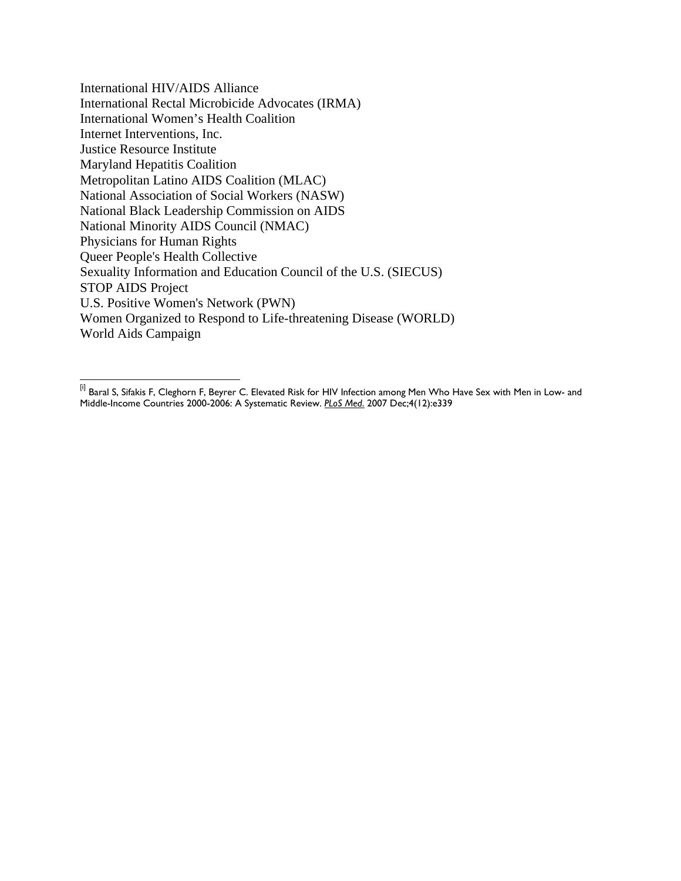International HIV/AIDS Alliance
International Rectal Microbicide Advocates (IRMA)
International Women's Health Coalition
Internet Interventions, Inc.
Justice Resource Institute
Maryland Hepatitis Coalition
Metropolitan Latino AIDS Coalition (MLAC)
National Association of Social Workers (NASW)
National Black Leadership Commission on AIDS
National Minority AIDS Council (NMAC)
Physicians for Human Rights
Queer People's Health Collective
Sexuality Information and Education Council of the U.S. (SIECUS)
STOP AIDS Project
U.S. Positive Women's Network (PWN)
Women Organized to Respond to Life-threatening Disease (WORLD)
World Aids Campaign

---

[i] Baral S, Sifakis F, Cleghorn F, Beyrer C. Elevated Risk for HIV Infection among Men Who Have Sex with Men in Low- and Middle-Income Countries 2000-2006: A Systematic Review. *PLoS Med.* 2007 Dec;4(12):e339